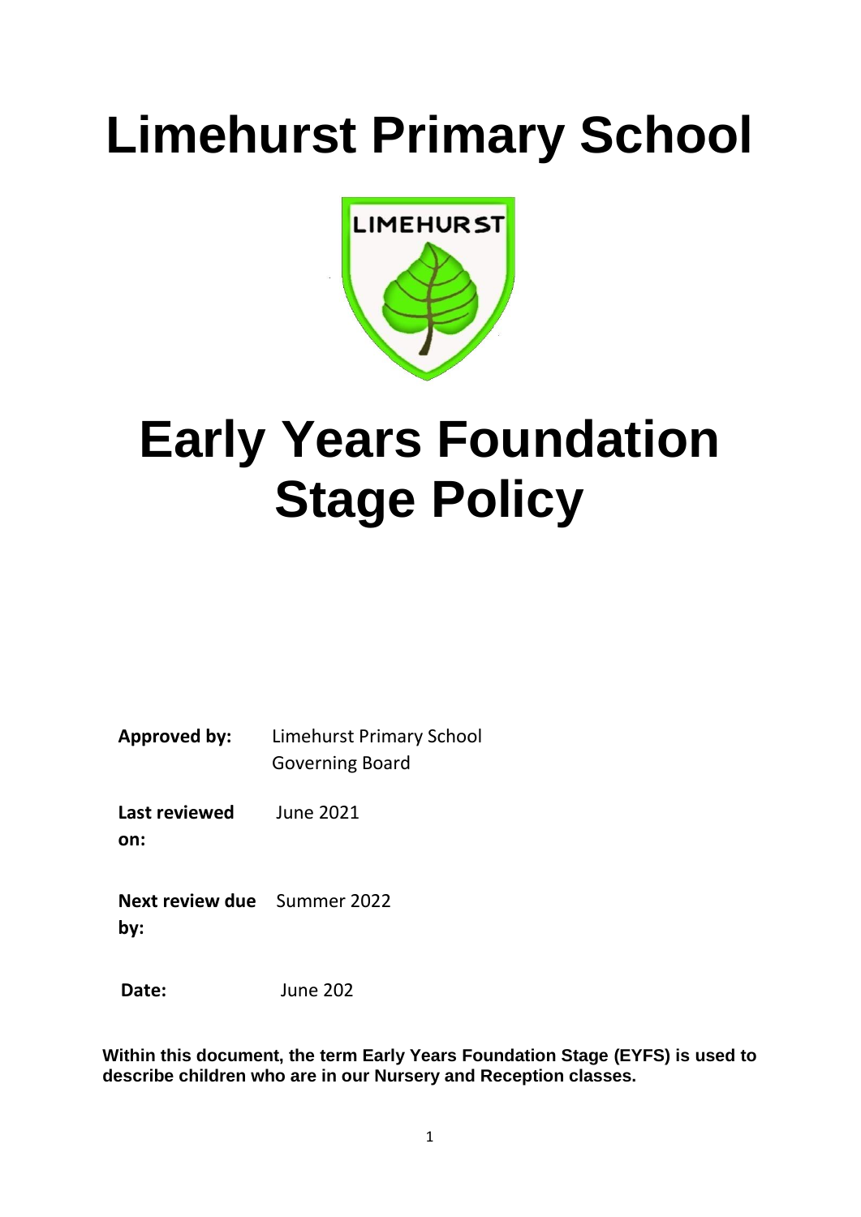# Limehurst Primary School

# Early Years Foundation Stage Policy

| | |
|---|---|
| **Approved by:** | Limehurst Primary School Governing Board |
| **Last reviewed on:** | June 2021 |
| **Next review due by:** | Summer 2022 |
| **Date:** | June 202 |

**Within this document, the term Early Years Foundation Stage (EYFS) is used to describe children who are in our Nursery and Reception classes.**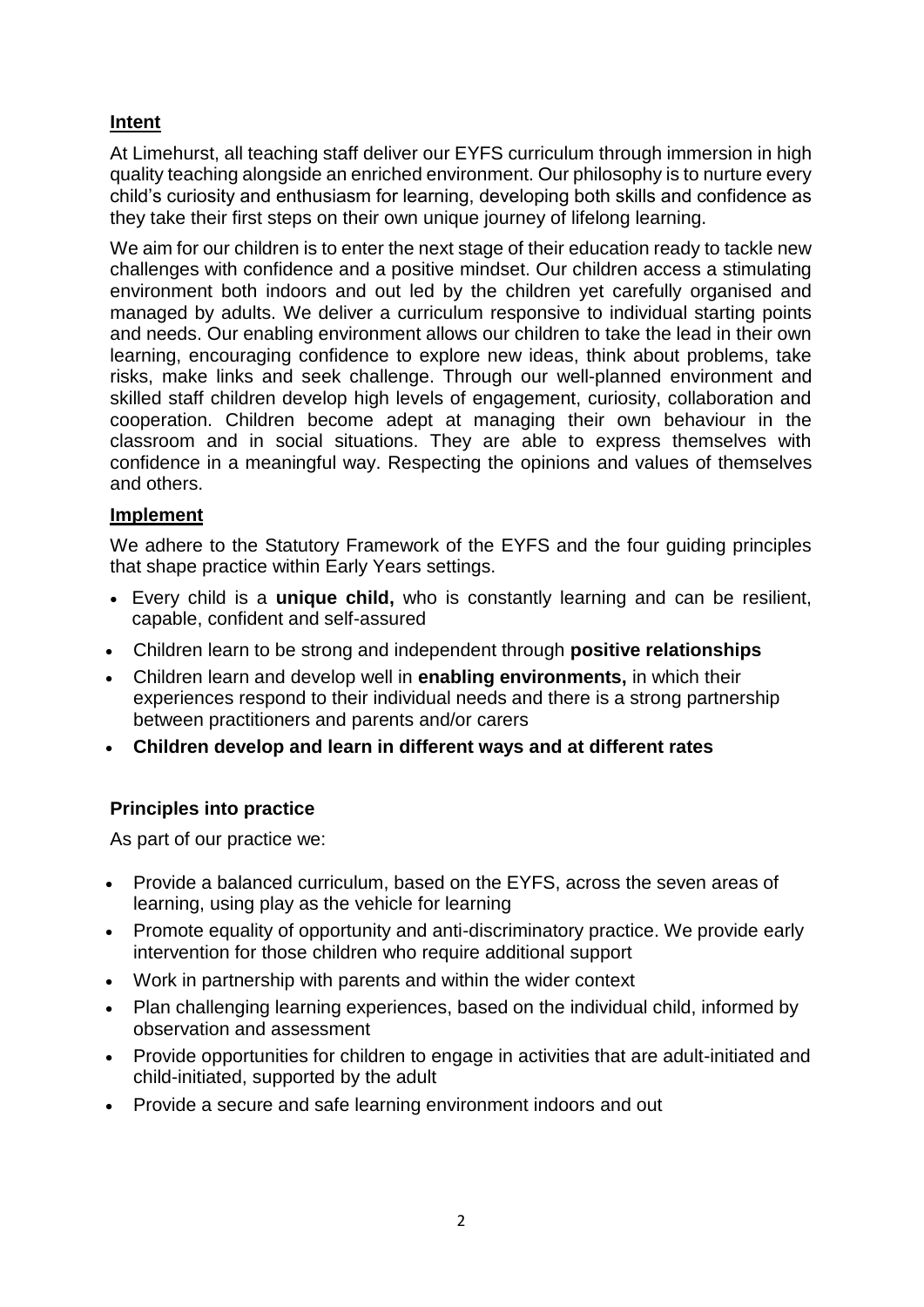## Intent

At Limehurst, all teaching staff deliver our EYFS curriculum through immersion in high quality teaching alongside an enriched environment. Our philosophy is to nurture every child's curiosity and enthusiasm for learning, developing both skills and confidence as they take their first steps on their own unique journey of lifelong learning.

We aim for our children is to enter the next stage of their education ready to tackle new challenges with confidence and a positive mindset. Our children access a stimulating environment both indoors and out led by the children yet carefully organised and managed by adults. We deliver a curriculum responsive to individual starting points and needs. Our enabling environment allows our children to take the lead in their own learning, encouraging confidence to explore new ideas, think about problems, take risks, make links and seek challenge. Through our well-planned environment and skilled staff children develop high levels of engagement, curiosity, collaboration and cooperation. Children become adept at managing their own behaviour in the classroom and in social situations. They are able to express themselves with confidence in a meaningful way. Respecting the opinions and values of themselves and others.

## Implement

We adhere to the Statutory Framework of the EYFS and the four guiding principles that shape practice within Early Years settings.

- Every child is a **unique child,** who is constantly learning and can be resilient, capable, confident and self-assured
- Children learn to be strong and independent through **positive relationships**
- Children learn and develop well in **enabling environments,** in which their experiences respond to their individual needs and there is a strong partnership between practitioners and parents and/or carers
- **Children develop and learn in different ways and at different rates**

### Principles into practice

As part of our practice we:

- Provide a balanced curriculum, based on the EYFS, across the seven areas of learning, using play as the vehicle for learning
- Promote equality of opportunity and anti-discriminatory practice. We provide early intervention for those children who require additional support
- Work in partnership with parents and within the wider context
- Plan challenging learning experiences, based on the individual child, informed by observation and assessment
- Provide opportunities for children to engage in activities that are adult-initiated and child-initiated, supported by the adult
- Provide a secure and safe learning environment indoors and out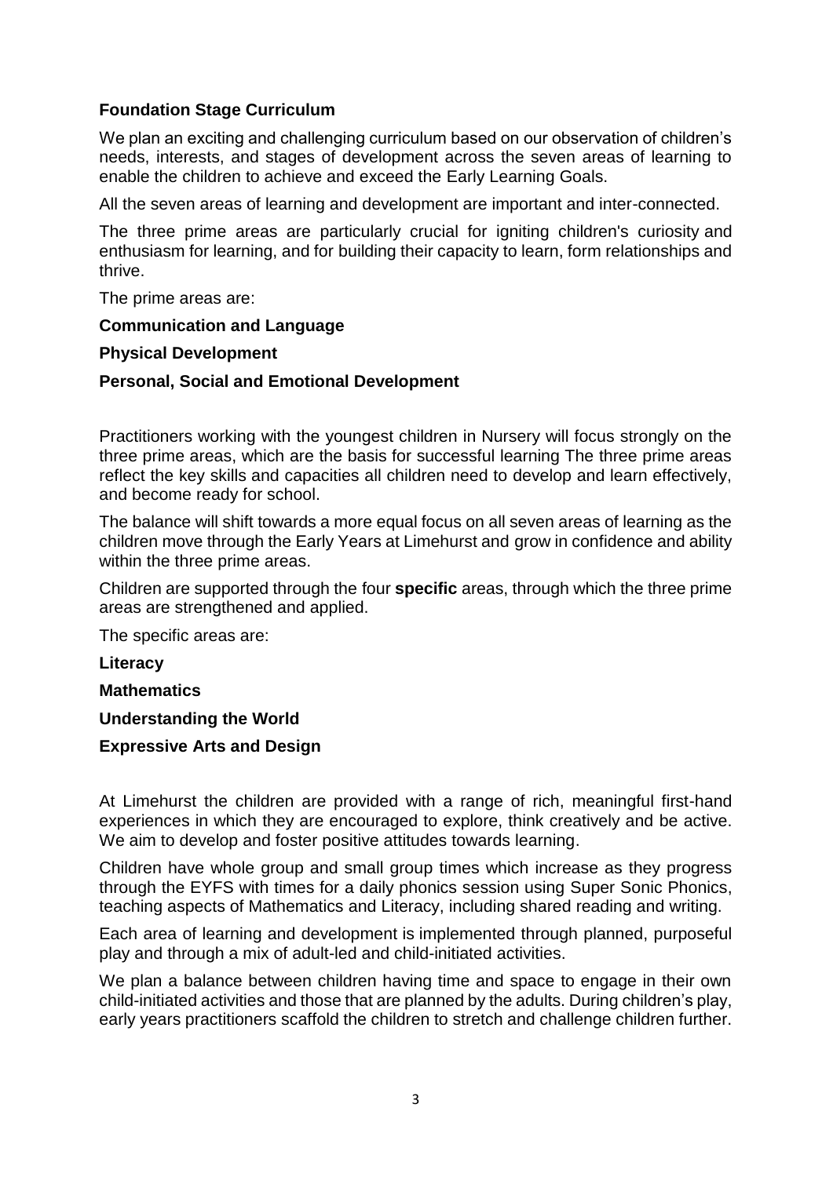## Foundation Stage Curriculum

We plan an exciting and challenging curriculum based on our observation of children's needs, interests, and stages of development across the seven areas of learning to enable the children to achieve and exceed the Early Learning Goals.

All the seven areas of learning and development are important and inter-connected.

The three prime areas are particularly crucial for igniting children's curiosity and enthusiasm for learning, and for building their capacity to learn, form relationships and thrive.

The prime areas are:

**Communication and Language**

**Physical Development**

**Personal, Social and Emotional Development**

Practitioners working with the youngest children in Nursery will focus strongly on the three prime areas, which are the basis for successful learning The three prime areas reflect the key skills and capacities all children need to develop and learn effectively, and become ready for school.

The balance will shift towards a more equal focus on all seven areas of learning as the children move through the Early Years at Limehurst and grow in confidence and ability within the three prime areas.

Children are supported through the four **specific** areas, through which the three prime areas are strengthened and applied.

The specific areas are:

**Literacy**

**Mathematics**

**Understanding the World**

**Expressive Arts and Design**

At Limehurst the children are provided with a range of rich, meaningful first-hand experiences in which they are encouraged to explore, think creatively and be active. We aim to develop and foster positive attitudes towards learning.

Children have whole group and small group times which increase as they progress through the EYFS with times for a daily phonics session using Super Sonic Phonics, teaching aspects of Mathematics and Literacy, including shared reading and writing.

Each area of learning and development is implemented through planned, purposeful play and through a mix of adult-led and child-initiated activities.

We plan a balance between children having time and space to engage in their own child-initiated activities and those that are planned by the adults. During children's play, early years practitioners scaffold the children to stretch and challenge children further.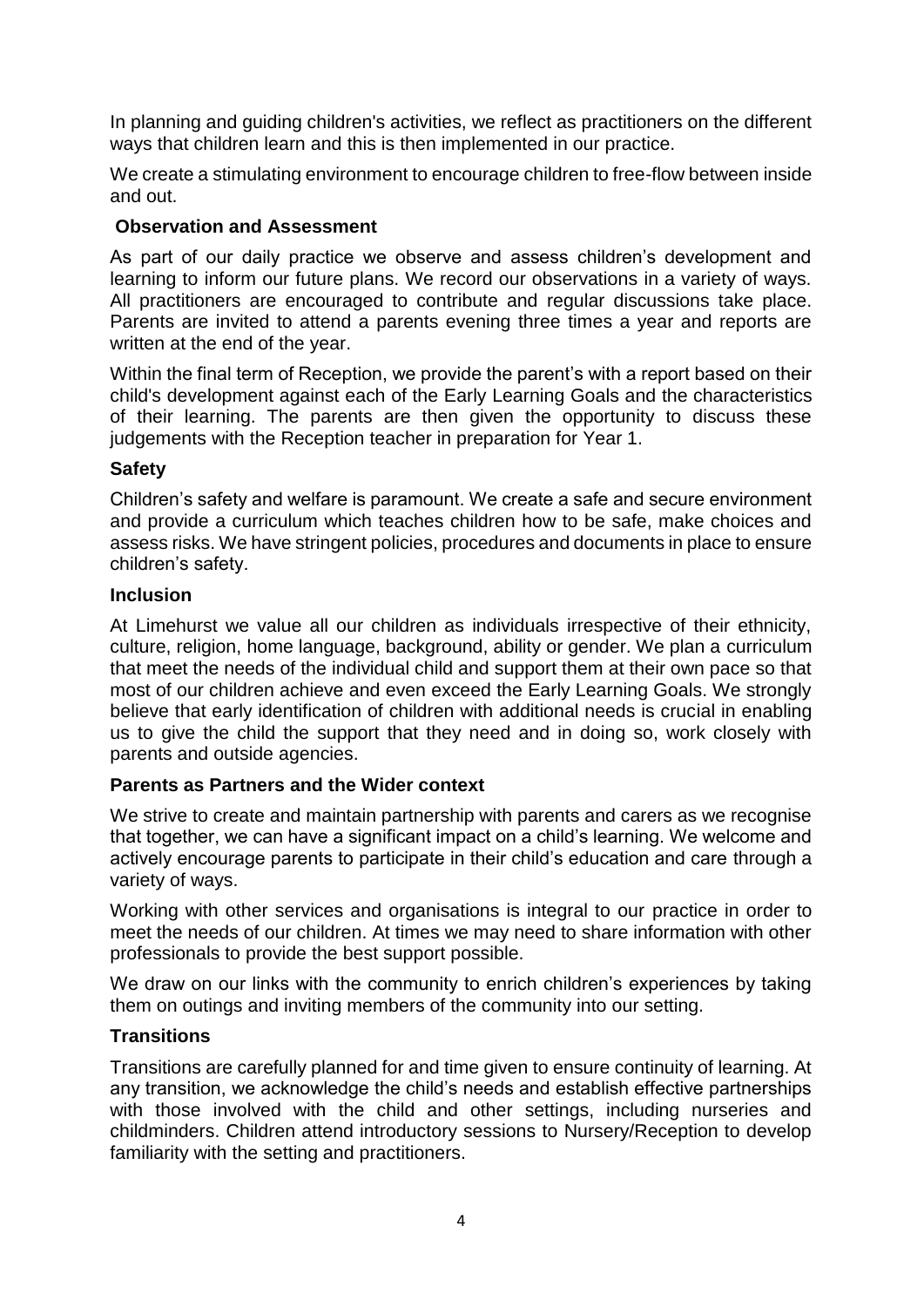In planning and guiding children's activities, we reflect as practitioners on the different ways that children learn and this is then implemented in our practice.

We create a stimulating environment to encourage children to free-flow between inside and out.

**Observation and Assessment**

As part of our daily practice we observe and assess children's development and learning to inform our future plans. We record our observations in a variety of ways. All practitioners are encouraged to contribute and regular discussions take place. Parents are invited to attend a parents evening three times a year and reports are written at the end of the year.

Within the final term of Reception, we provide the parent's with a report based on their child's development against each of the Early Learning Goals and the characteristics of their learning. The parents are then given the opportunity to discuss these judgements with the Reception teacher in preparation for Year 1.

**Safety**

Children's safety and welfare is paramount. We create a safe and secure environment and provide a curriculum which teaches children how to be safe, make choices and assess risks. We have stringent policies, procedures and documents in place to ensure children's safety.

**Inclusion**

At Limehurst we value all our children as individuals irrespective of their ethnicity, culture, religion, home language, background, ability or gender. We plan a curriculum that meet the needs of the individual child and support them at their own pace so that most of our children achieve and even exceed the Early Learning Goals. We strongly believe that early identification of children with additional needs is crucial in enabling us to give the child the support that they need and in doing so, work closely with parents and outside agencies.

**Parents as Partners and the Wider context**

We strive to create and maintain partnership with parents and carers as we recognise that together, we can have a significant impact on a child's learning. We welcome and actively encourage parents to participate in their child's education and care through a variety of ways.

Working with other services and organisations is integral to our practice in order to meet the needs of our children. At times we may need to share information with other professionals to provide the best support possible.

We draw on our links with the community to enrich children's experiences by taking them on outings and inviting members of the community into our setting.

**Transitions**

Transitions are carefully planned for and time given to ensure continuity of learning. At any transition, we acknowledge the child's needs and establish effective partnerships with those involved with the child and other settings, including nurseries and childminders. Children attend introductory sessions to Nursery/Reception to develop familiarity with the setting and practitioners.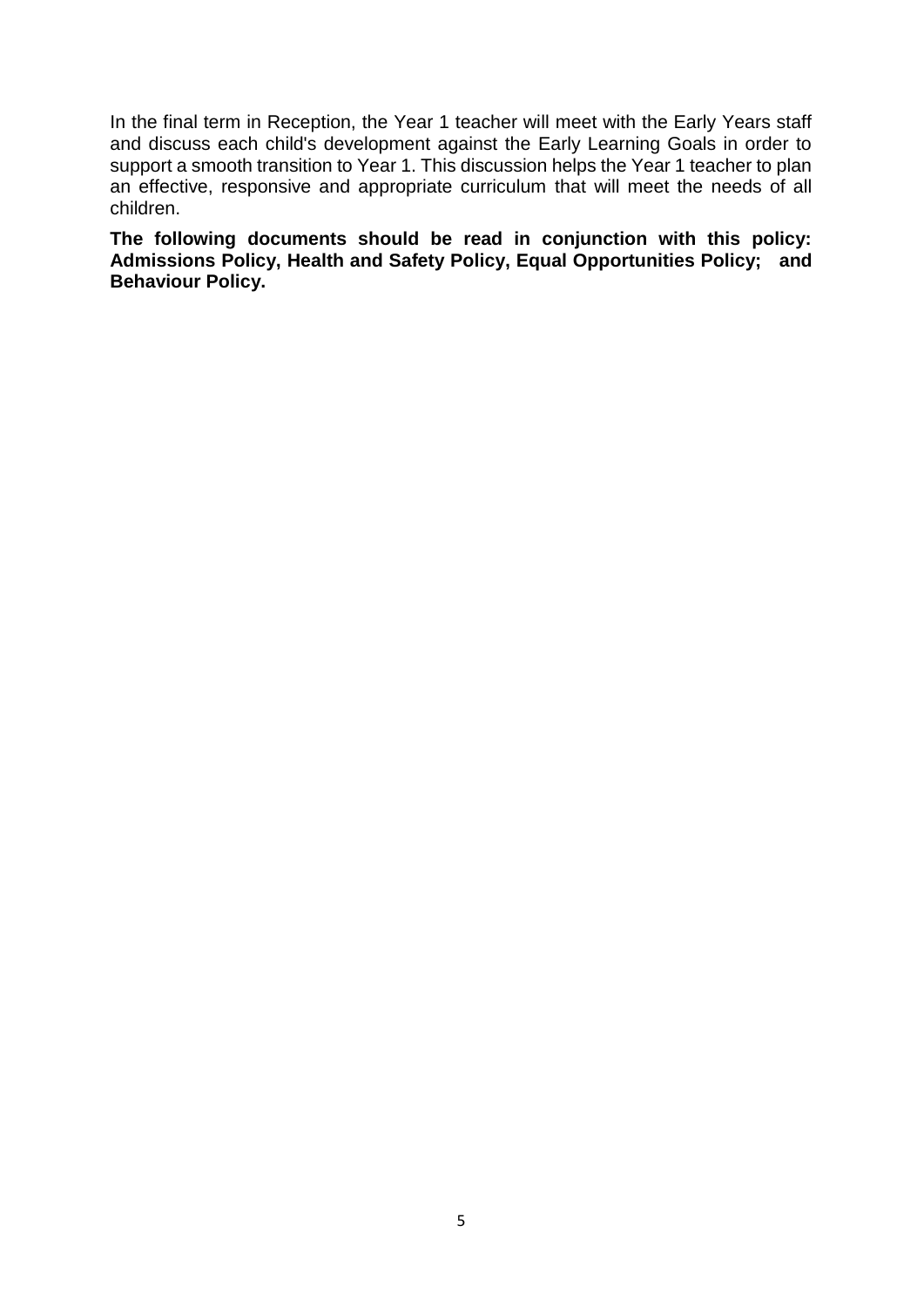In the final term in Reception, the Year 1 teacher will meet with the Early Years staff and discuss each child's development against the Early Learning Goals in order to support a smooth transition to Year 1. This discussion helps the Year 1 teacher to plan an effective, responsive and appropriate curriculum that will meet the needs of all children.

**The following documents should be read in conjunction with this policy: Admissions Policy, Health and Safety Policy, Equal Opportunities Policy; and Behaviour Policy.**